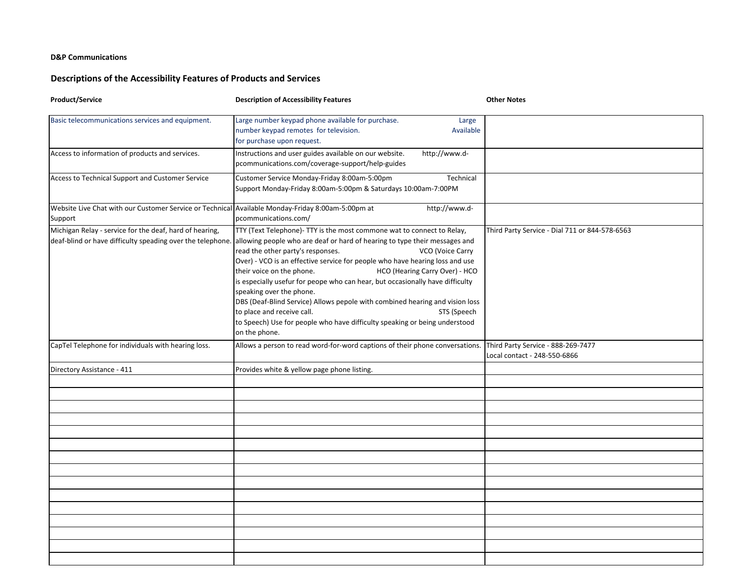**D&P Communications**

**Descriptions of the Accessibility Features of Products and Services**

| Product/Service | Description of Accessibility Features | Other Notes |
|---|---|---|
| Basic telecommunications services and equipment. | Large number keypad phone available for purchase. Large number keypad remotes for television. Available for purchase upon request. | |
| Access to information of products and services. | Instructions and user guides available on our website. http://www.d-pcommunications.com/coverage-support/help-guides | |
| Access to Technical Support and Customer Service | Customer Service Monday-Friday 8:00am-5:00pm Technical Support Monday-Friday 8:00am-5:00pm & Saturdays 10:00am-7:00PM | |
| Website Live Chat with our Customer Service or Technical Support | Available Monday-Friday 8:00am-5:00pm at http://www.d-pcommunications.com/ | |
| Michigan Relay - service for the deaf, hard of hearing, deaf-blind or have difficulty speading over the telephone. | TTY (Text Telephone)- TTY is the most commone wat to connect to Relay, allowing people who are deaf or hard of hearing to type their messages and read the other party's responses. VCO (Voice Carry Over) - VCO is an effective service for people who have hearing loss and use their voice on the phone. HCO (Hearing Carry Over) - HCO is especially usefur for peope who can hear, but occasionally have difficulty speaking over the phone. DBS (Deaf-Blind Service) Allows pepole with combined hearing and vision loss to place and receive call. STS (Speech to Speech) Use for people who have difficulty speaking or being understood on the phone. | Third Party Service - Dial 711 or 844-578-6563 |
| CapTel Telephone for individuals with hearing loss. | Allows a person to read word-for-word captions of their phone conversations. | Third Party Service - 888-269-7477 Local contact - 248-550-6866 |
| Directory Assistance - 411 | Provides white & yellow page phone listing. | |
| | | |
| | | |
| | | |
| | | |
| | | |
| | | |
| | | |
| | | |
| | | |
| | | |
| | | |
| | | |
| | | |
| | | |
| | | |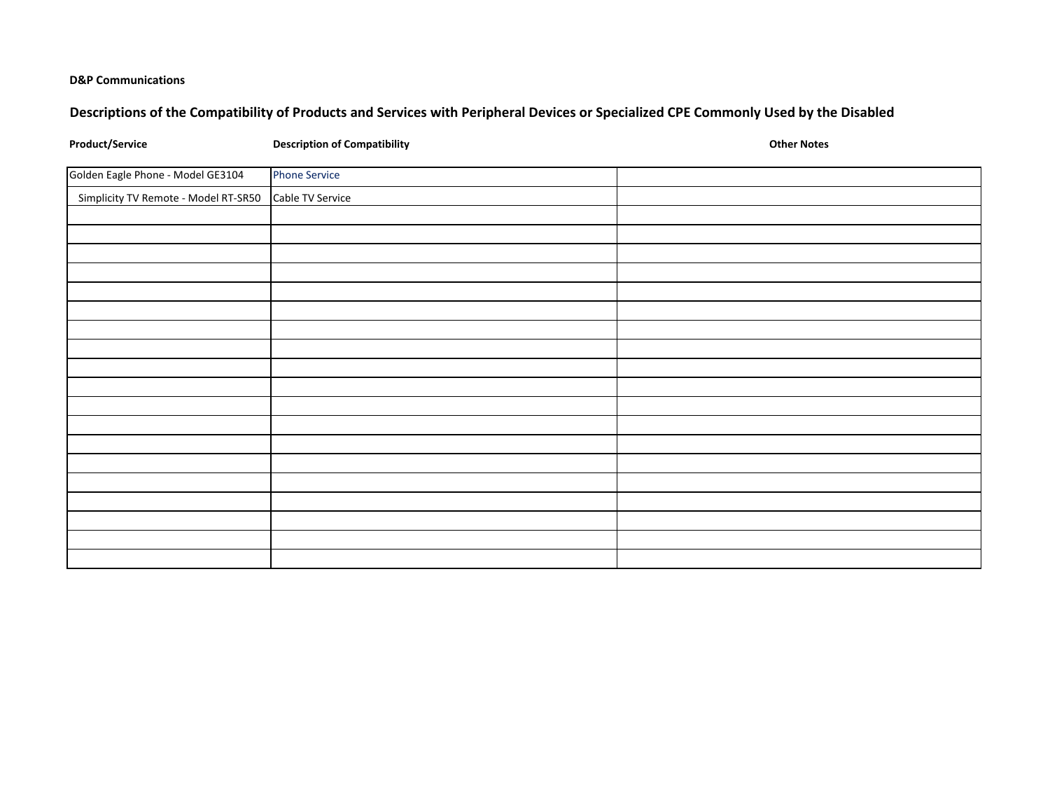**D&P Communications**

## Descriptions of the Compatibility of Products and Services with Peripheral Devices or Specialized CPE Commonly Used by the Disabled

| Product/Service | Description of Compatibility | Other Notes |
|---|---|---|
| Golden Eagle Phone - Model GE3104 | Phone Service | |
| Simplicity TV Remote - Model RT-SR50 | Cable TV Service | |
| | | |
| | | |
| | | |
| | | |
| | | |
| | | |
| | | |
| | | |
| | | |
| | | |
| | | |
| | | |
| | | |
| | | |
| | | |
| | | |
| | | |
| | | |
| | | |